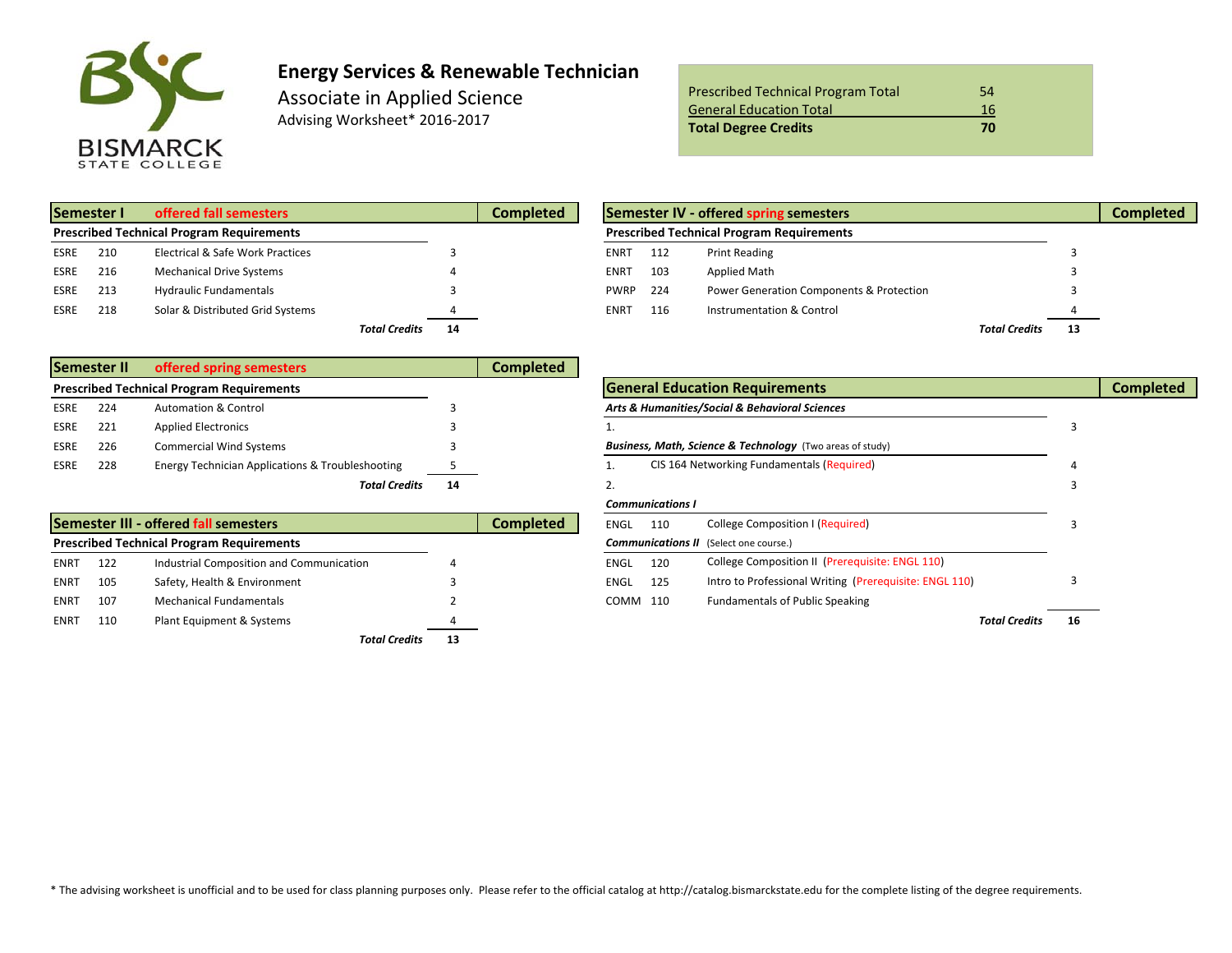BISMARCK STATE COLLEGE

# Energy Services & Renewable Technician

## Associate in Applied Science

Advising Worksheet* 2016-2017

| | |
|---|---|
| Prescribed Technical Program Total | 54 |
| General Education Total | 16 |
| **Total Degree Credits** | **70** |

| **Semester I** | **offered fall semesters** | | | **Completed** |
|---|---|---|---|---|
| **Prescribed Technical Program Requirements** | | | | |
| ESRE | 210 | Electrical & Safe Work Practices | 3 | |
| ESRE | 216 | Mechanical Drive Systems | 4 | |
| ESRE | 213 | Hydraulic Fundamentals | 3 | |
| ESRE | 218 | Solar & Distributed Grid Systems | 4 | |
| | | ***Total Credits*** | **14** | |

| **Semester II** | **offered spring semesters** | | | **Completed** |
|---|---|---|---|---|
| **Prescribed Technical Program Requirements** | | | | |
| ESRE | 224 | Automation & Control | 3 | |
| ESRE | 221 | Applied Electronics | 3 | |
| ESRE | 226 | Commercial Wind Systems | 3 | |
| ESRE | 228 | Energy Technician Applications & Troubleshooting | 5 | |
| | | ***Total Credits*** | **14** | |

| **Semester III - offered fall semesters** | | | | **Completed** |
|---|---|---|---|---|
| **Prescribed Technical Program Requirements** | | | | |
| ENRT | 122 | Industrial Composition and Communication | 4 | |
| ENRT | 105 | Safety, Health & Environment | 3 | |
| ENRT | 107 | Mechanical Fundamentals | 2 | |
| ENRT | 110 | Plant Equipment & Systems | 4 | |
| | | ***Total Credits*** | **13** | |

| **Semester IV - offered spring semesters** | | | | **Completed** |
|---|---|---|---|---|
| **Prescribed Technical Program Requirements** | | | | |
| ENRT | 112 | Print Reading | 3 | |
| ENRT | 103 | Applied Math | 3 | |
| PWRP | 224 | Power Generation Components & Protection | 3 | |
| ENRT | 116 | Instrumentation & Control | 4 | |
| | | ***Total Credits*** | **13** | |

| **General Education Requirements** | | | | **Completed** |
|---|---|---|---|---|
| ***Arts & Humanities/Social & Behavioral Sciences*** | | | | |
| 1. | | | 3 | |
| ***Business, Math, Science & Technology*** (Two areas of study) | | | | |
| 1. | | CIS 164 Networking Fundamentals (Required) | 4 | |
| 2. | | | 3 | |
| ***Communications I*** | | | | |
| ENGL | 110 | College Composition I (Required) | 3 | |
| ***Communications II*** (Select one course.) | | | | |
| ENGL | 120 | College Composition II (Prerequisite: ENGL 110) | | |
| ENGL | 125 | Intro to Professional Writing (Prerequisite: ENGL 110) | 3 | |
| COMM | 110 | Fundamentals of Public Speaking | | |
| | | ***Total Credits*** | **16** | |

* The advising worksheet is unofficial and to be used for class planning purposes only. Please refer to the official catalog at http://catalog.bismarckstate.edu for the complete listing of the degree requirements.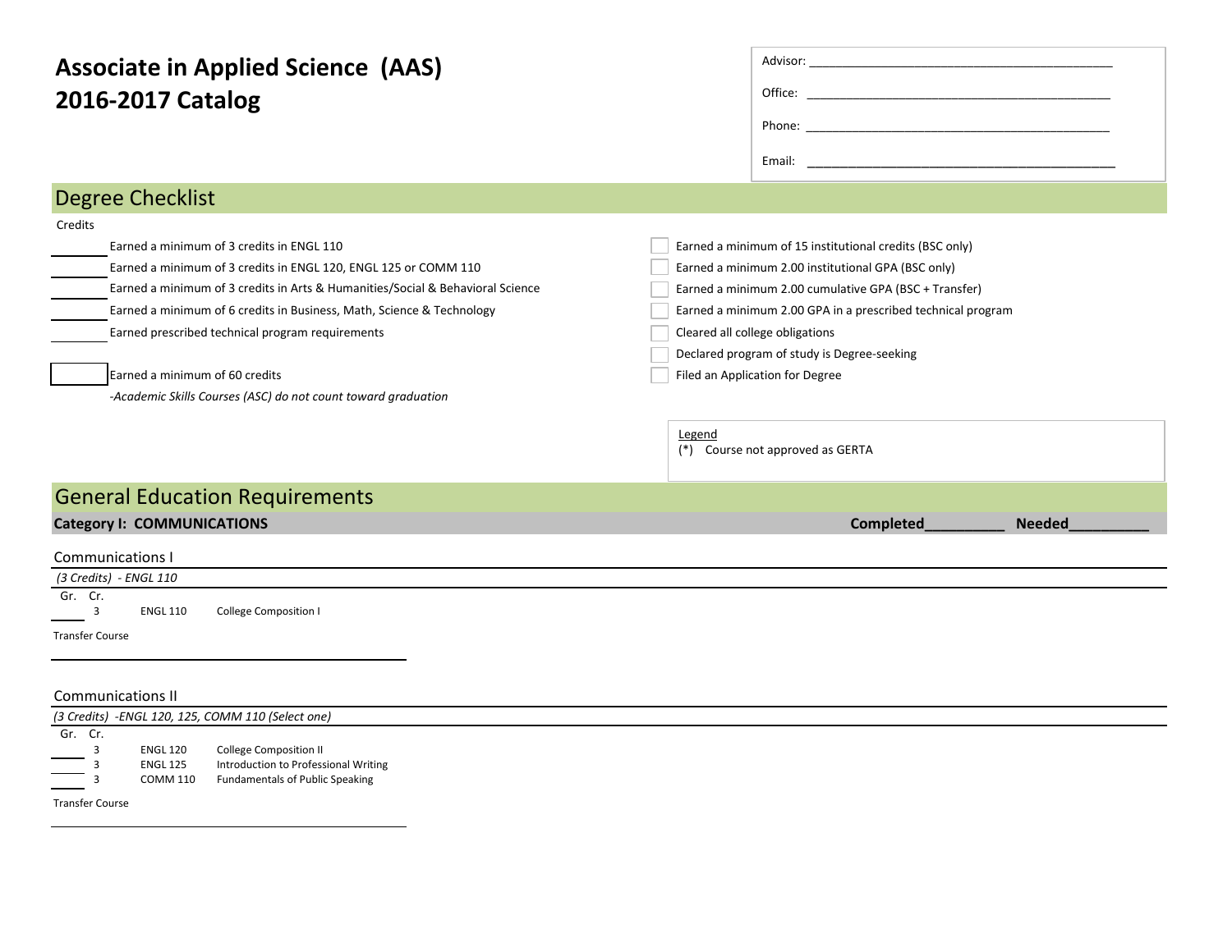# Associate in Applied Science (AAS)
# 2016-2017 Catalog

Advisor: ____________________________________________

Office: ____________________________________________

Phone: ____________________________________________

Email: ____________________________________________

## Degree Checklist

Credits

_______ Earned a minimum of 3 credits in ENGL 110

_______ Earned a minimum of 3 credits in ENGL 120, ENGL 125 or COMM 110

_______ Earned a minimum of 3 credits in Arts & Humanities/Social & Behavioral Science

_______ Earned a minimum of 6 credits in Business, Math, Science & Technology

_______ Earned prescribed technical program requirements

_______ Earned a minimum of 60 credits

*-Academic Skills Courses (ASC) do not count toward graduation*

- [ ] Earned a minimum of 15 institutional credits (BSC only)
- [ ] Earned a minimum 2.00 institutional GPA (BSC only)
- [ ] Earned a minimum 2.00 cumulative GPA (BSC + Transfer)
- [ ] Earned a minimum 2.00 GPA in a prescribed technical program
- [ ] Cleared all college obligations
- [ ] Declared program of study is Degree-seeking
- [ ] Filed an Application for Degree

Legend
(*) Course not approved as GERTA

## General Education Requirements

**Category I: COMMUNICATIONS** **Completed**_________ **Needed**_________

### Communications I

*(3 Credits) - ENGL 110*

| Gr. | Cr. | Course | Title |
|---|---|---|---|
| ____ | 3 | ENGL 110 | College Composition I |

Transfer Course

________________________________________

### Communications II

*(3 Credits) -ENGL 120, 125, COMM 110 (Select one)*

| Gr. | Cr. | Course | Title |
|---|---|---|---|
| ____ | 3 | ENGL 120 | College Composition II |
| ____ | 3 | ENGL 125 | Introduction to Professional Writing |
| ____ | 3 | COMM 110 | Fundamentals of Public Speaking |

Transfer Course

________________________________________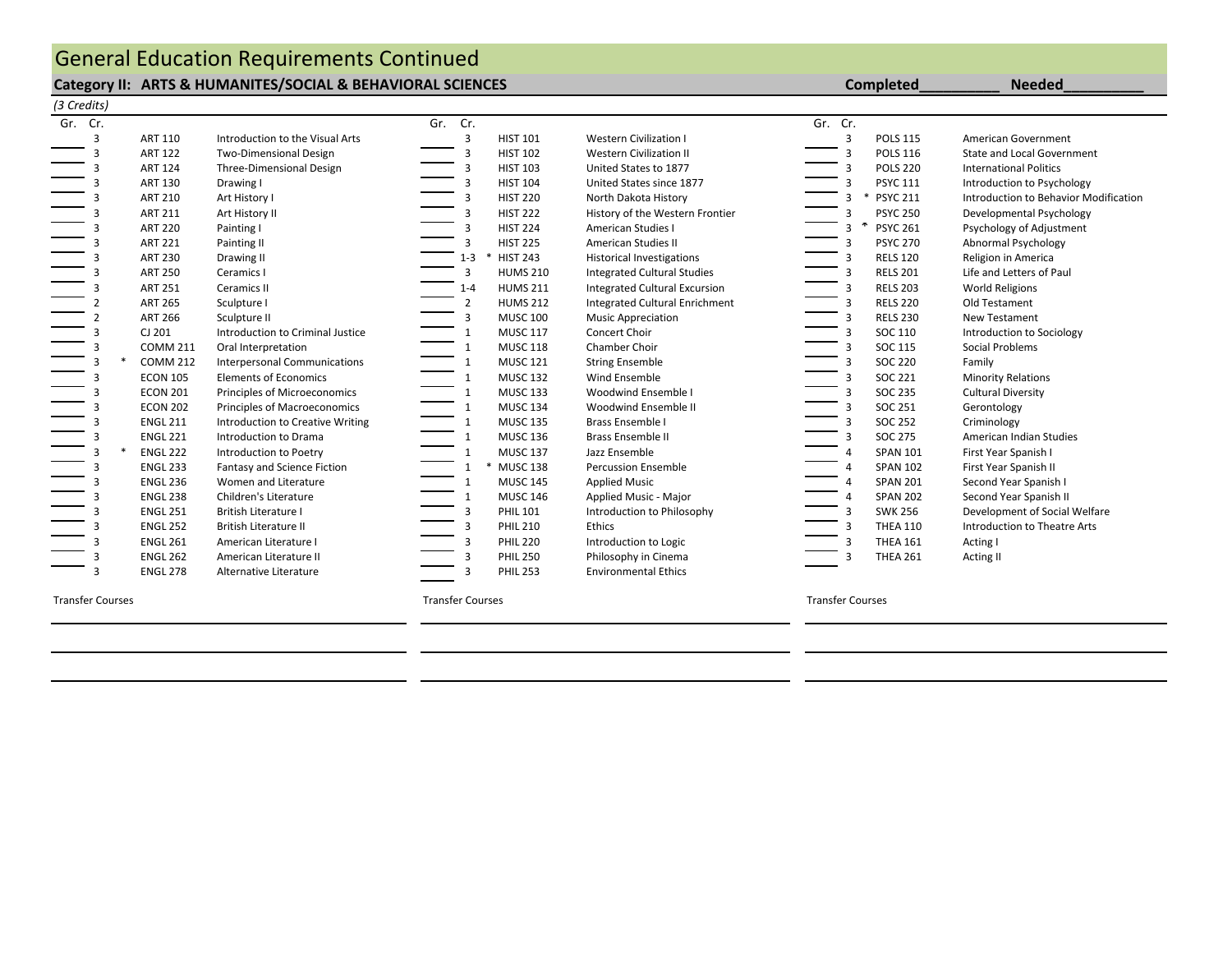# General Education Requirements Continued

## Category II: ARTS & HUMANITES/SOCIAL & BEHAVIORAL SCIENCES

**Completed__________ Needed__________**

*(3 Credits)*

| Gr. | Cr. | | Course | Title |
|---|---|---|---|---|
| ____ | 3 | | ART 110 | Introduction to the Visual Arts |
| ____ | 3 | | ART 122 | Two-Dimensional Design |
| ____ | 3 | | ART 124 | Three-Dimensional Design |
| ____ | 3 | | ART 130 | Drawing I |
| ____ | 3 | | ART 210 | Art History I |
| ____ | 3 | | ART 211 | Art History II |
| ____ | 3 | | ART 220 | Painting I |
| ____ | 3 | | ART 221 | Painting II |
| ____ | 3 | | ART 230 | Drawing II |
| ____ | 3 | | ART 250 | Ceramics I |
| ____ | 3 | | ART 251 | Ceramics II |
| ____ | 2 | | ART 265 | Sculpture I |
| ____ | 2 | | ART 266 | Sculpture II |
| ____ | 3 | | CJ 201 | Introduction to Criminal Justice |
| ____ | 3 | | COMM 211 | Oral Interpretation |
| ____ | 3 | * | COMM 212 | Interpersonal Communications |
| ____ | 3 | | ECON 105 | Elements of Economics |
| ____ | 3 | | ECON 201 | Principles of Microeconomics |
| ____ | 3 | | ECON 202 | Principles of Macroeconomics |
| ____ | 3 | | ENGL 211 | Introduction to Creative Writing |
| ____ | 3 | | ENGL 221 | Introduction to Drama |
| ____ | 3 | * | ENGL 222 | Introduction to Poetry |
| ____ | 3 | | ENGL 233 | Fantasy and Science Fiction |
| ____ | 3 | | ENGL 236 | Women and Literature |
| ____ | 3 | | ENGL 238 | Children's Literature |
| ____ | 3 | | ENGL 251 | British Literature I |
| ____ | 3 | | ENGL 252 | British Literature II |
| ____ | 3 | | ENGL 261 | American Literature I |
| ____ | 3 | | ENGL 262 | American Literature II |
| ____ | 3 | | ENGL 278 | Alternative Literature |

Transfer Courses

_______________________________

_______________________________

_______________________________

| Gr. | Cr. | | Course | Title |
|---|---|---|---|---|
| ____ | 3 | | HIST 101 | Western Civilization I |
| ____ | 3 | | HIST 102 | Western Civilization II |
| ____ | 3 | | HIST 103 | United States to 1877 |
| ____ | 3 | | HIST 104 | United States since 1877 |
| ____ | 3 | | HIST 220 | North Dakota History |
| ____ | 3 | | HIST 222 | History of the Western Frontier |
| ____ | 3 | | HIST 224 | American Studies I |
| ____ | 3 | | HIST 225 | American Studies II |
| ____ | 1-3 | * | HIST 243 | Historical Investigations |
| ____ | 3 | | HUMS 210 | Integrated Cultural Studies |
| ____ | 1-4 | | HUMS 211 | Integrated Cultural Excursion |
| ____ | 2 | | HUMS 212 | Integrated Cultural Enrichment |
| ____ | 3 | | MUSC 100 | Music Appreciation |
| ____ | 1 | | MUSC 117 | Concert Choir |
| ____ | 1 | | MUSC 118 | Chamber Choir |
| ____ | 1 | | MUSC 121 | String Ensemble |
| ____ | 1 | | MUSC 132 | Wind Ensemble |
| ____ | 1 | | MUSC 133 | Woodwind Ensemble I |
| ____ | 1 | | MUSC 134 | Woodwind Ensemble II |
| ____ | 1 | | MUSC 135 | Brass Ensemble I |
| ____ | 1 | | MUSC 136 | Brass Ensemble II |
| ____ | 1 | | MUSC 137 | Jazz Ensemble |
| ____ | 1 | * | MUSC 138 | Percussion Ensemble |
| ____ | 1 | | MUSC 145 | Applied Music |
| ____ | 1 | | MUSC 146 | Applied Music - Major |
| ____ | 3 | | PHIL 101 | Introduction to Philosophy |
| ____ | 3 | | PHIL 210 | Ethics |
| ____ | 3 | | PHIL 220 | Introduction to Logic |
| ____ | 3 | | PHIL 250 | Philosophy in Cinema |
| ____ | 3 | | PHIL 253 | Environmental Ethics |

Transfer Courses

_______________________________

_______________________________

_______________________________

| Gr. | Cr. | | Course | Title |
|---|---|---|---|---|
| ____ | 3 | | POLS 115 | American Government |
| ____ | 3 | | POLS 116 | State and Local Government |
| ____ | 3 | | POLS 220 | International Politics |
| ____ | 3 | | PSYC 111 | Introduction to Psychology |
| ____ | 3 | * | PSYC 211 | Introduction to Behavior Modification |
| ____ | 3 | | PSYC 250 | Developmental Psychology |
| ____ | 3 | * | PSYC 261 | Psychology of Adjustment |
| ____ | 3 | | PSYC 270 | Abnormal Psychology |
| ____ | 3 | | RELS 120 | Religion in America |
| ____ | 3 | | RELS 201 | Life and Letters of Paul |
| ____ | 3 | | RELS 203 | World Religions |
| ____ | 3 | | RELS 220 | Old Testament |
| ____ | 3 | | RELS 230 | New Testament |
| ____ | 3 | | SOC 110 | Introduction to Sociology |
| ____ | 3 | | SOC 115 | Social Problems |
| ____ | 3 | | SOC 220 | Family |
| ____ | 3 | | SOC 221 | Minority Relations |
| ____ | 3 | | SOC 235 | Cultural Diversity |
| ____ | 3 | | SOC 251 | Gerontology |
| ____ | 3 | | SOC 252 | Criminology |
| ____ | 3 | | SOC 275 | American Indian Studies |
| ____ | 4 | | SPAN 101 | First Year Spanish I |
| ____ | 4 | | SPAN 102 | First Year Spanish II |
| ____ | 4 | | SPAN 201 | Second Year Spanish I |
| ____ | 4 | | SPAN 202 | Second Year Spanish II |
| ____ | 3 | | SWK 256 | Development of Social Welfare |
| ____ | 3 | | THEA 110 | Introduction to Theatre Arts |
| ____ | 3 | | THEA 161 | Acting I |
| ____ | 3 | | THEA 261 | Acting II |

Transfer Courses

_______________________________

_______________________________

_______________________________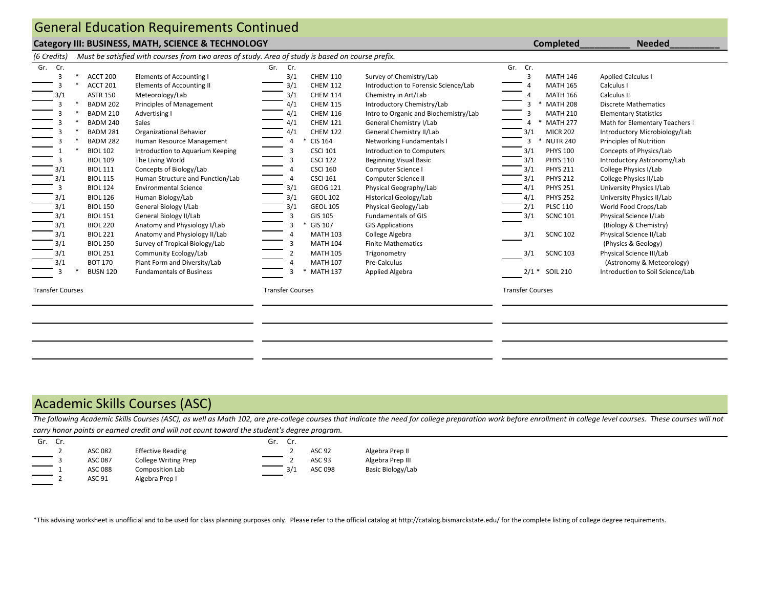# General Education Requirements Continued

## Category III: BUSINESS, MATH, SCIENCE & TECHNOLOGY

Completed_________ Needed_________

*(6 Credits) Must be satisfied with courses from two areas of study. Area of study is based on course prefix.*

| Gr. | Cr. | | Course | Title |
|---|---|---|---|---|
| | 3 | * | ACCT 200 | Elements of Accounting I |
| | 3 | * | ACCT 201 | Elements of Accounting II |
| | 3/1 | | ASTR 150 | Meteorology/Lab |
| | 3 | * | BADM 202 | Principles of Management |
| | 3 | * | BADM 210 | Advertising I |
| | 3 | * | BADM 240 | Sales |
| | 3 | * | BADM 281 | Organizational Behavior |
| | 3 | * | BADM 282 | Human Resource Management |
| | 1 | * | BIOL 102 | Introduction to Aquarium Keeping |
| | 3 | | BIOL 109 | The Living World |
| | 3/1 | | BIOL 111 | Concepts of Biology/Lab |
| | 3/1 | | BIOL 115 | Human Structure and Function/Lab |
| | 3 | | BIOL 124 | Environmental Science |
| | 3/1 | | BIOL 126 | Human Biology/Lab |
| | 3/1 | | BIOL 150 | General Biology I/Lab |
| | 3/1 | | BIOL 151 | General Biology II/Lab |
| | 3/1 | | BIOL 220 | Anatomy and Physiology I/Lab |
| | 3/1 | | BIOL 221 | Anatomy and Physiology II/Lab |
| | 3/1 | | BIOL 250 | Survey of Tropical Biology/Lab |
| | 3/1 | | BIOL 251 | Community Ecology/Lab |
| | 3/1 | | BOT 170 | Plant Form and Diversity/Lab |
| | 3 | * | BUSN 120 | Fundamentals of Business |
| | 3/1 | | CHEM 110 | Survey of Chemistry/Lab |
| | 3/1 | | CHEM 112 | Introduction to Forensic Science/Lab |
| | 3/1 | | CHEM 114 | Chemistry in Art/Lab |
| | 4/1 | | CHEM 115 | Introductory Chemistry/Lab |
| | 4/1 | | CHEM 116 | Intro to Organic and Biochemistry/Lab |
| | 4/1 | | CHEM 121 | General Chemistry I/Lab |
| | 4/1 | | CHEM 122 | General Chemistry II/Lab |
| | 4 | * | CIS 164 | Networking Fundamentals I |
| | 3 | | CSCI 101 | Introduction to Computers |
| | 3 | | CSCI 122 | Beginning Visual Basic |
| | 4 | | CSCI 160 | Computer Science I |
| | 4 | | CSCI 161 | Computer Science II |
| | 3/1 | | GEOG 121 | Physical Geography/Lab |
| | 3/1 | | GEOL 102 | Historical Geology/Lab |
| | 3/1 | | GEOL 105 | Physical Geology/Lab |
| | 3 | | GIS 105 | Fundamentals of GIS |
| | 3 | * | GIS 107 | GIS Applications |
| | 4 | | MATH 103 | College Algebra |
| | 3 | | MATH 104 | Finite Mathematics |
| | 2 | | MATH 105 | Trigonometry |
| | 4 | | MATH 107 | Pre-Calculus |
| | 3 | * | MATH 137 | Applied Algebra |
| | 3 | | MATH 146 | Applied Calculus I |
| | 4 | | MATH 165 | Calculus I |
| | 4 | | MATH 166 | Calculus II |
| | 3 | * | MATH 208 | Discrete Mathematics |
| | 3 | | MATH 210 | Elementary Statistics |
| | 4 | * | MATH 277 | Math for Elementary Teachers I |
| | 3/1 | | MICR 202 | Introductory Microbiology/Lab |
| | 3 | * | NUTR 240 | Principles of Nutrition |
| | 3/1 | | PHYS 100 | Concepts of Physics/Lab |
| | 3/1 | | PHYS 110 | Introductory Astronomy/Lab |
| | 3/1 | | PHYS 211 | College Physics I/Lab |
| | 3/1 | | PHYS 212 | College Physics II/Lab |
| | 4/1 | | PHYS 251 | University Physics I/Lab |
| | 4/1 | | PHYS 252 | University Physics II/Lab |
| | 2/1 | | PLSC 110 | World Food Crops/Lab |
| | 3/1 | | SCNC 101 | Physical Science I/Lab (Biology & Chemistry) |
| | 3/1 | | SCNC 102 | Physical Science II/Lab (Physics & Geology) |
| | 3/1 | | SCNC 103 | Physical Science III/Lab (Astronomy & Meteorology) |
| | 2/1 | * | SOIL 210 | Introduction to Soil Science/Lab |

Transfer Courses

Transfer Courses

Transfer Courses

# Academic Skills Courses (ASC)

*The following Academic Skills Courses (ASC), as well as Math 102, are pre-college courses that indicate the need for college preparation work before enrollment in college level courses. These courses will not carry honor points or earned credit and will not count toward the student's degree program.*

| Gr. | Cr. | Course | Title |
|---|---|---|---|
| | 2 | ASC 082 | Effective Reading |
| | 3 | ASC 087 | College Writing Prep |
| | 1 | ASC 088 | Composition Lab |
| | 2 | ASC 91 | Algebra Prep I |
| | 2 | ASC 92 | Algebra Prep II |
| | 2 | ASC 93 | Algebra Prep III |
| | 3/1 | ASC 098 | Basic Biology/Lab |

*This advising worksheet is unofficial and to be used for class planning purposes only. Please refer to the official catalog at http://catalog.bismarckstate.edu/ for the complete listing of college degree requirements.